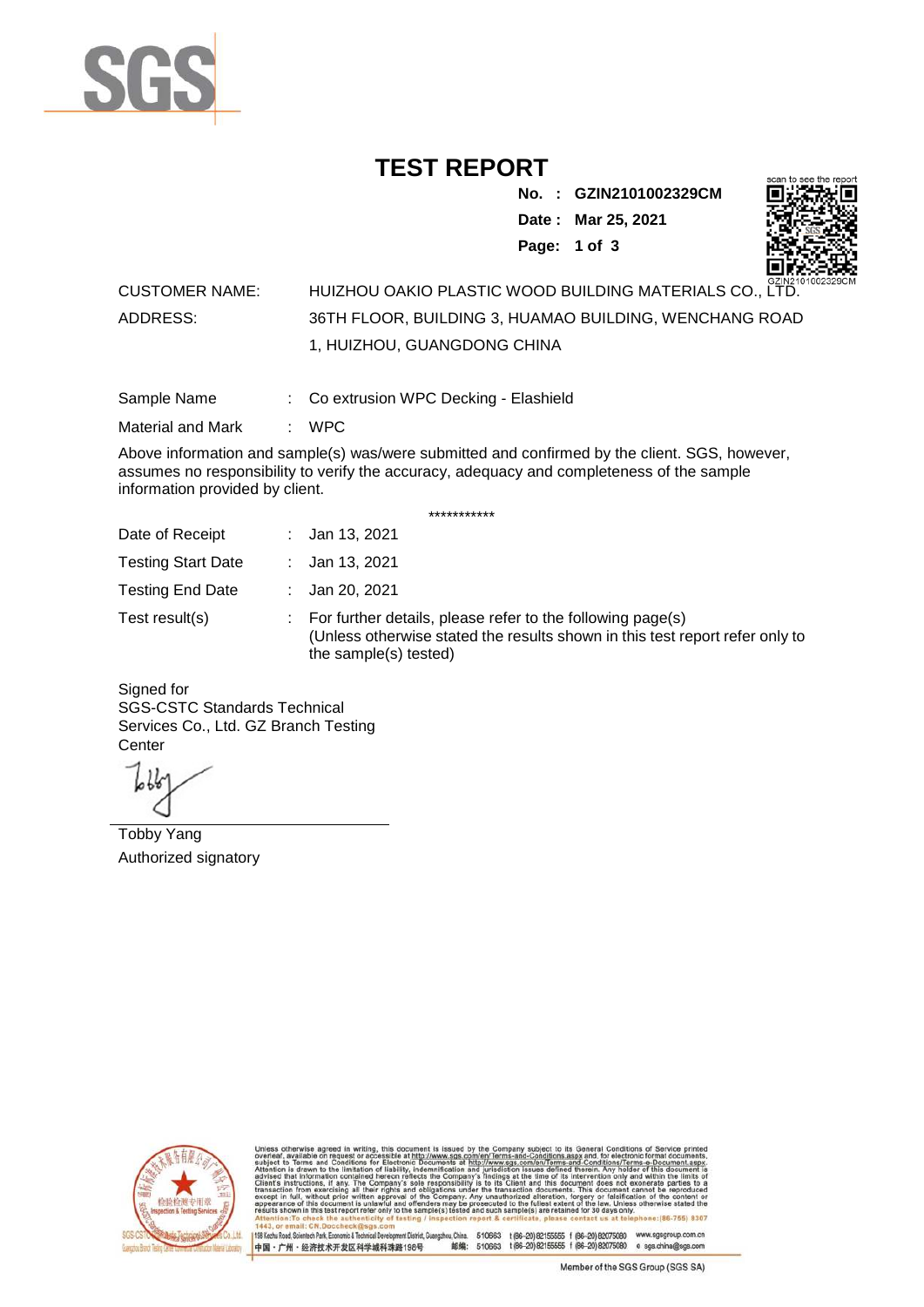# TEST REPORT

**No. : GZIN2101002329CM**

**Date : Mar 25, 2021**

scan to see the report

GZIN2101002329CM

CUSTOMER NAME: HUIZHOU OAKIO PLASTIC WOOD BUILDING MATERIALS CO., LTD.

ADDRESS: 36TH FLOOR, BUILDING 3, HUAMAO BUILDING, WENCHANG ROAD 1, HUIZHOU, GUANGDONG CHINA

Sample Name : Co extrusion WPC Decking - Elashield

Material and Mark : WPC

Above information and sample(s) was/were submitted and confirmed by the client. SGS, however, assumes no responsibility to verify the accuracy, adequacy and completeness of the sample information provided by client.

***********

Date of Receipt : Jan 13, 2021

Testing Start Date : Jan 13, 2021

Testing End Date : Jan 20, 2021

Test result(s) : For further details, please refer to the following page(s)
(Unless otherwise stated the results shown in this test report refer only to the sample(s) tested)

Signed for
SGS-CSTC Standards Technical Services Co., Ltd. GZ Branch Testing Center

Tobby Yang
Authorized signatory

Unless otherwise agreed in writing, this document is issued by the Company subject to its General Conditions of Service printed overleaf, available on request or accessible at http://www.sgs.com/en/Terms-and-Conditions.aspx and, for electronic format documents, subject to Terms and Conditions for Electronic Documents at http://www.sgs.com/en/Terms-and-Conditions/Terms-e-Document.aspx. Attention is drawn to the limitation of liability, indemnification and jurisdiction issues defined therein. Any holder of this document is advised that information contained hereon reflects the Company's findings at the time of its intervention only and within the limits of Client's instructions, if any. The Company's sole responsibility is to its Client and this document does not exonerate parties to a transaction from exercising all their rights and obligations under the transaction documents. This document cannot be reproduced except in full, without prior written approval of the Company. Any unauthorized alteration, forgery or falsification of the content or appearance of this document is unlawful and offenders may be prosecuted to the fullest extent of the law. Unless otherwise stated the results shown in this test report refer only to the sample(s) tested and such sample(s) are retained for 30 days only.
Attention: To check the authenticity of testing / inspection report & certificate, please contact us at telephone: (86-755) 8307 1443, or email: CN.Doccheck@sgs.com

198 Kezhu Road, Scientech Park, Economic & Technical Development District, Guangzhou, China. 510663 t (86-20) 82155555 f (86-20) 82075080 www.sgsgroup.com.cn
中国・广州・经济技术开发区科学城科珠路198号 邮编: 510663 t (86-20) 82155555 f (86-20) 82075080 e sgs.china@sgs.com

Member of the SGS Group (SGS SA)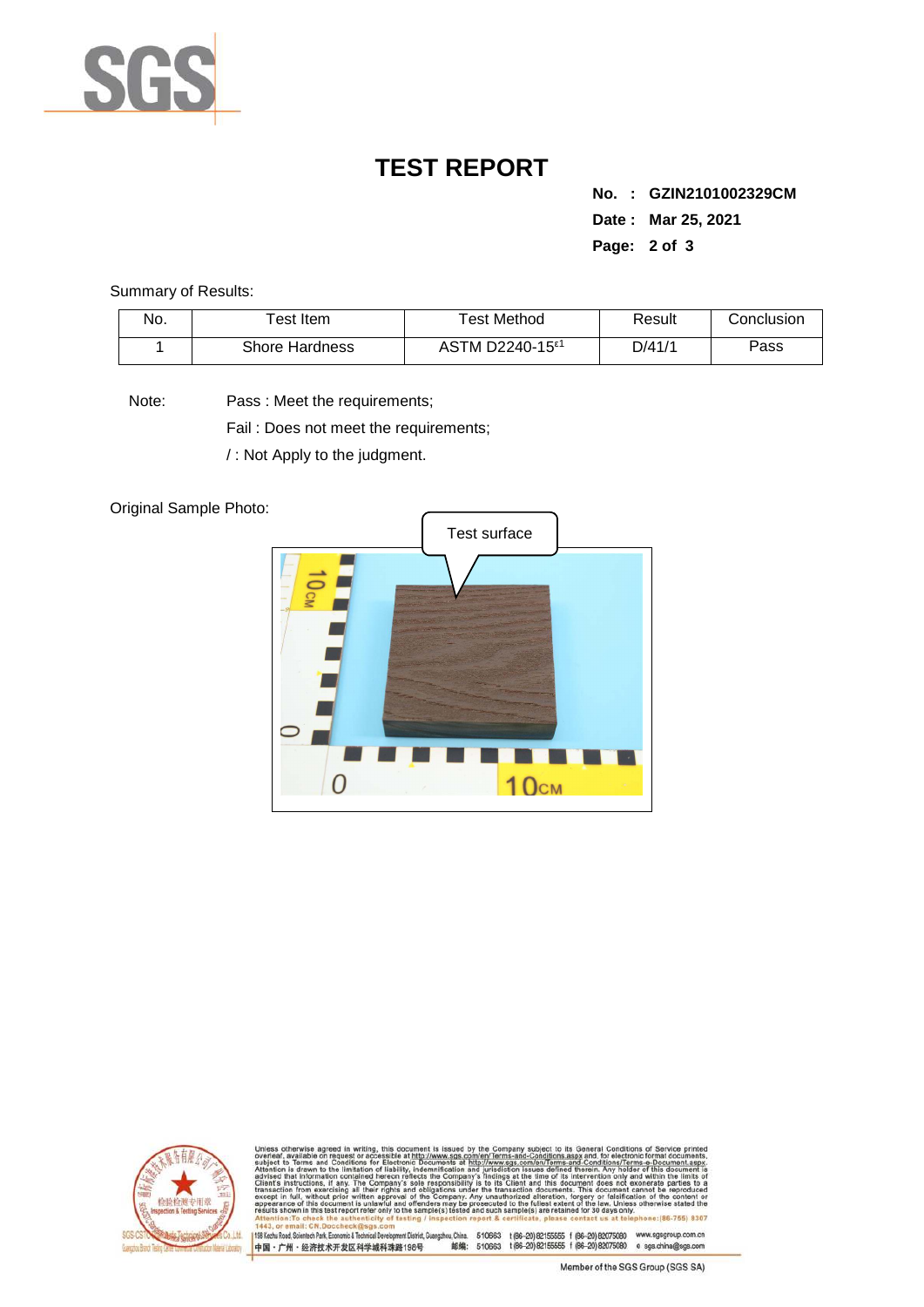# TEST REPORT

**No. : GZIN2101002329CM**

**Date : Mar 25, 2021**

Summary of Results:

| No. | Test Item | Test Method | Result | Conclusion |
|---|---|---|---|---|
| 1 | Shore Hardness | ASTM D2240-15$^{\varepsilon1}$ | D/41/1 | Pass |

Note: Pass : Meet the requirements;

Fail : Does not meet the requirements;

/ : Not Apply to the judgment.

Original Sample Photo:

Test surface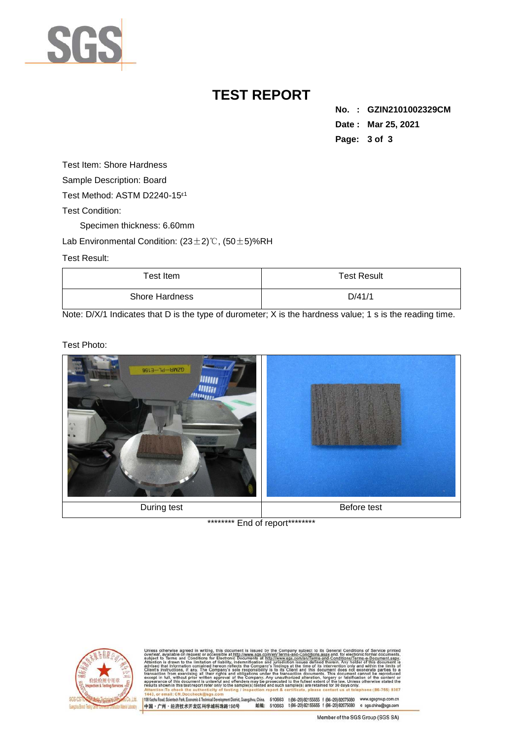# TEST REPORT

**No. : GZIN2101002329CM**
**Date : Mar 25, 2021**

Test Item: Shore Hardness

Sample Description: Board

Test Method: ASTM D2240-15$^{\varepsilon 1}$

Test Condition:

Specimen thickness: 6.60mm

Lab Environmental Condition: (23±2)℃, (50±5)%RH

Test Result:

| Test Item | Test Result |
|---|---|
| Shore Hardness | D/41/1 |

Note: D/X/1 Indicates that D is the type of durometer; X is the hardness value; 1 s is the reading time.

Test Photo:

| During test | Before test |
|---|---|

******** End of report********

Unless otherwise agreed in writing, this document is issued by the Company subject to its General Conditions of Service printed overleaf, available on request or accessible at http://www.sgs.com/en/Terms-and-Conditions.aspx and, for electronic format documents, subject to Terms and Conditions for Electronic Documents at http://www.sgs.com/en/Terms-and-Conditions/Terms-e-Document.aspx. Attention is drawn to the limitation of liability, indemnification and jurisdiction issues defined therein. Any holder of this document is advised that information contained hereon reflects the Company's findings at the time of its intervention only and within the limits of Client's instructions, if any. The Company's sole responsibility is to its Client and this document does not exonerate parties to a transaction from exercising all their rights and obligations under the transaction documents. This document cannot be reproduced except in full, without prior written approval of the Company. Any unauthorized alteration, forgery or falsification of the content or appearance of this document is unlawful and offenders may be prosecuted to the fullest extent of the law. Unless otherwise stated the results shown in this test report refer only to the sample(s) tested and such sample(s) are retained for 30 days only.
Attention:To check the authenticity of testing / inspection report & certificate, please contact us at telephone:(86-755) 8307 1443, or email: CN.Doccheck@sgs.com

198 Kezhu Road, Scientech Park, Economic & Technical Development District, Guangzhou, China. 510663 t (86-20) 82155555 f (86-20) 82075080 www.sgsgroup.com.cn
中国・广州・经济技术开发区科学城科珠路198号 邮编: 510663 t (86-20) 82155555 f (86-20) 82075080 e sgs.china@sgs.com

Member of the SGS Group (SGS SA)